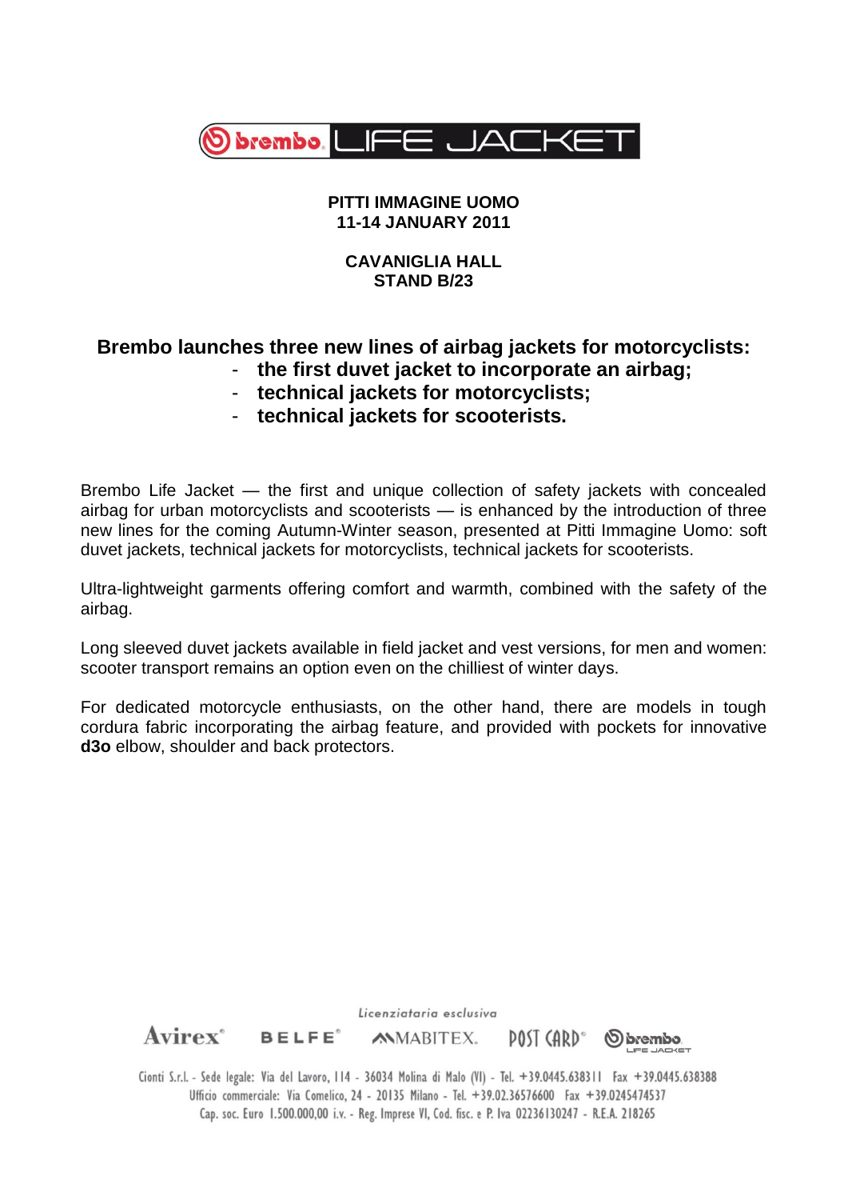brembo LIFE JACKET

**PITTI IMMAGINE UOMO**
**11-14 JANUARY 2011**

**CAVANIGLIA HALL**
**STAND B/23**

## Brembo launches three new lines of airbag jackets for motorcyclists:

- **the first duvet jacket to incorporate an airbag;**
- **technical jackets for motorcyclists;**
- **technical jackets for scooterists.**

Brembo Life Jacket — the first and unique collection of safety jackets with concealed airbag for urban motorcyclists and scooterists — is enhanced by the introduction of three new lines for the coming Autumn-Winter season, presented at Pitti Immagine Uomo: soft duvet jackets, technical jackets for motorcyclists, technical jackets for scooterists.

Ultra-lightweight garments offering comfort and warmth, combined with the safety of the airbag.

Long sleeved duvet jackets available in field jacket and vest versions, for men and women: scooter transport remains an option even on the chilliest of winter days.

For dedicated motorcycle enthusiasts, on the other hand, there are models in tough cordura fabric incorporating the airbag feature, and provided with pockets for innovative **d3o** elbow, shoulder and back protectors.

*Licenziataria esclusiva*

Avirex® BELFE® MABITEX. POST CARD® brembo LIFE JACKET

Cionti S.r.l. - Sede legale: Via del Lavoro, 114 - 36034 Molina di Malo (VI) - Tel. +39.0445.638311 Fax +39.0445.638388
Ufficio commerciale: Via Comelico, 24 - 20135 Milano - Tel. +39.02.36576600 Fax +39.0245474537
Cap. soc. Euro 1.500.000,00 i.v. - Reg. Imprese VI, Cod. fisc. e P. Iva 02236130247 - R.E.A. 218265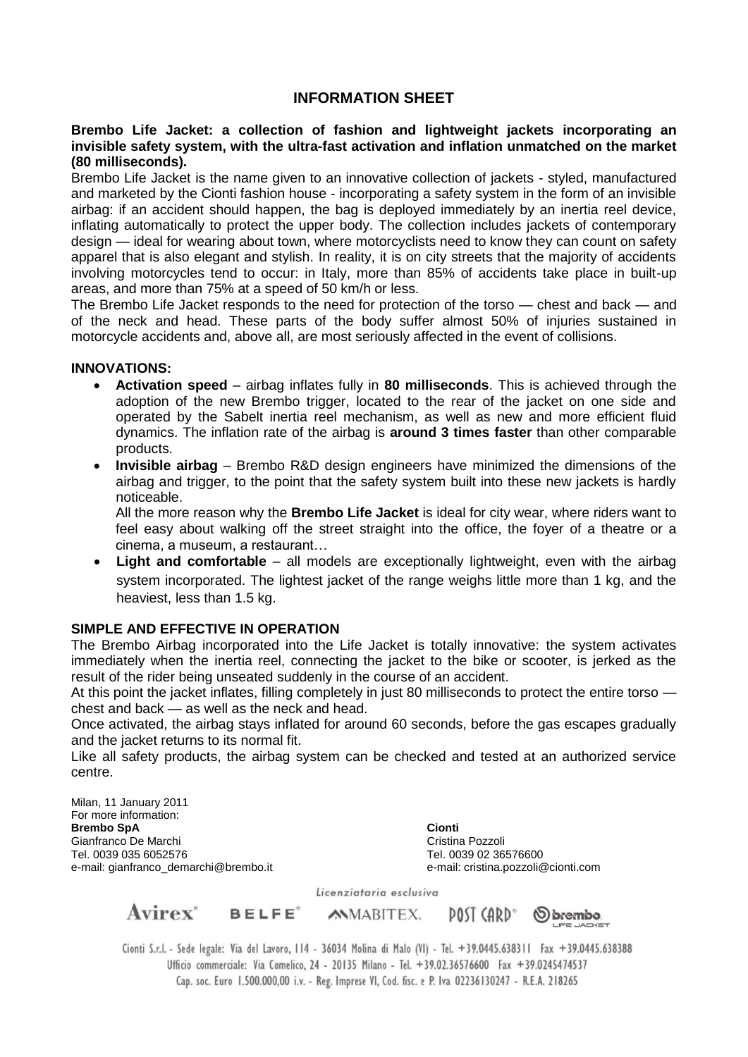# INFORMATION SHEET

**Brembo Life Jacket: a collection of fashion and lightweight jackets incorporating an invisible safety system, with the ultra-fast activation and inflation unmatched on the market (80 milliseconds).**

Brembo Life Jacket is the name given to an innovative collection of jackets - styled, manufactured and marketed by the Cionti fashion house - incorporating a safety system in the form of an invisible airbag: if an accident should happen, the bag is deployed immediately by an inertia reel device, inflating automatically to protect the upper body. The collection includes jackets of contemporary design — ideal for wearing about town, where motorcyclists need to know they can count on safety apparel that is also elegant and stylish. In reality, it is on city streets that the majority of accidents involving motorcycles tend to occur: in Italy, more than 85% of accidents take place in built-up areas, and more than 75% at a speed of 50 km/h or less.

The Brembo Life Jacket responds to the need for protection of the torso — chest and back — and of the neck and head. These parts of the body suffer almost 50% of injuries sustained in motorcycle accidents and, above all, are most seriously affected in the event of collisions.

## INNOVATIONS:

- **Activation speed** – airbag inflates fully in **80 milliseconds**. This is achieved through the adoption of the new Brembo trigger, located to the rear of the jacket on one side and operated by the Sabelt inertia reel mechanism, as well as new and more efficient fluid dynamics. The inflation rate of the airbag is **around 3 times faster** than other comparable products.
- **Invisible airbag** – Brembo R&D design engineers have minimized the dimensions of the airbag and trigger, to the point that the safety system built into these new jackets is hardly noticeable.
  All the more reason why the **Brembo Life Jacket** is ideal for city wear, where riders want to feel easy about walking off the street straight into the office, the foyer of a theatre or a cinema, a museum, a restaurant…
- **Light and comfortable** – all models are exceptionally lightweight, even with the airbag system incorporated. The lightest jacket of the range weighs little more than 1 kg, and the heaviest, less than 1.5 kg.

## SIMPLE AND EFFECTIVE IN OPERATION

The Brembo Airbag incorporated into the Life Jacket is totally innovative: the system activates immediately when the inertia reel, connecting the jacket to the bike or scooter, is jerked as the result of the rider being unseated suddenly in the course of an accident.

At this point the jacket inflates, filling completely in just 80 milliseconds to protect the entire torso — chest and back — as well as the neck and head.

Once activated, the airbag stays inflated for around 60 seconds, before the gas escapes gradually and the jacket returns to its normal fit.

Like all safety products, the airbag system can be checked and tested at an authorized service centre.

Milan, 11 January 2011
For more information:

**Brembo SpA**
Gianfranco De Marchi
Tel. 0039 035 6052576
e-mail: gianfranco_demarchi@brembo.it

**Cionti**
Cristina Pozzoli
Tel. 0039 02 36576600
e-mail: cristina.pozzoli@cionti.com

*Licenziataria esclusiva*

Avirex® BELFE® MABITEX. POST CARD® brembo LIFE JACKET

Cionti S.r.l. - Sede legale: Via del Lavoro, 114 - 36034 Molina di Malo (VI) - Tel. +39.0445.638311 Fax +39.0445.638388
Ufficio commerciale: Via Comelico, 24 - 20135 Milano - Tel. +39.02.36576600 Fax +39.0245474537
Cap. soc. Euro 1.500.000,00 i.v. - Reg. Imprese VI, Cod. fisc. e P. Iva 02236130247 - R.E.A. 218265